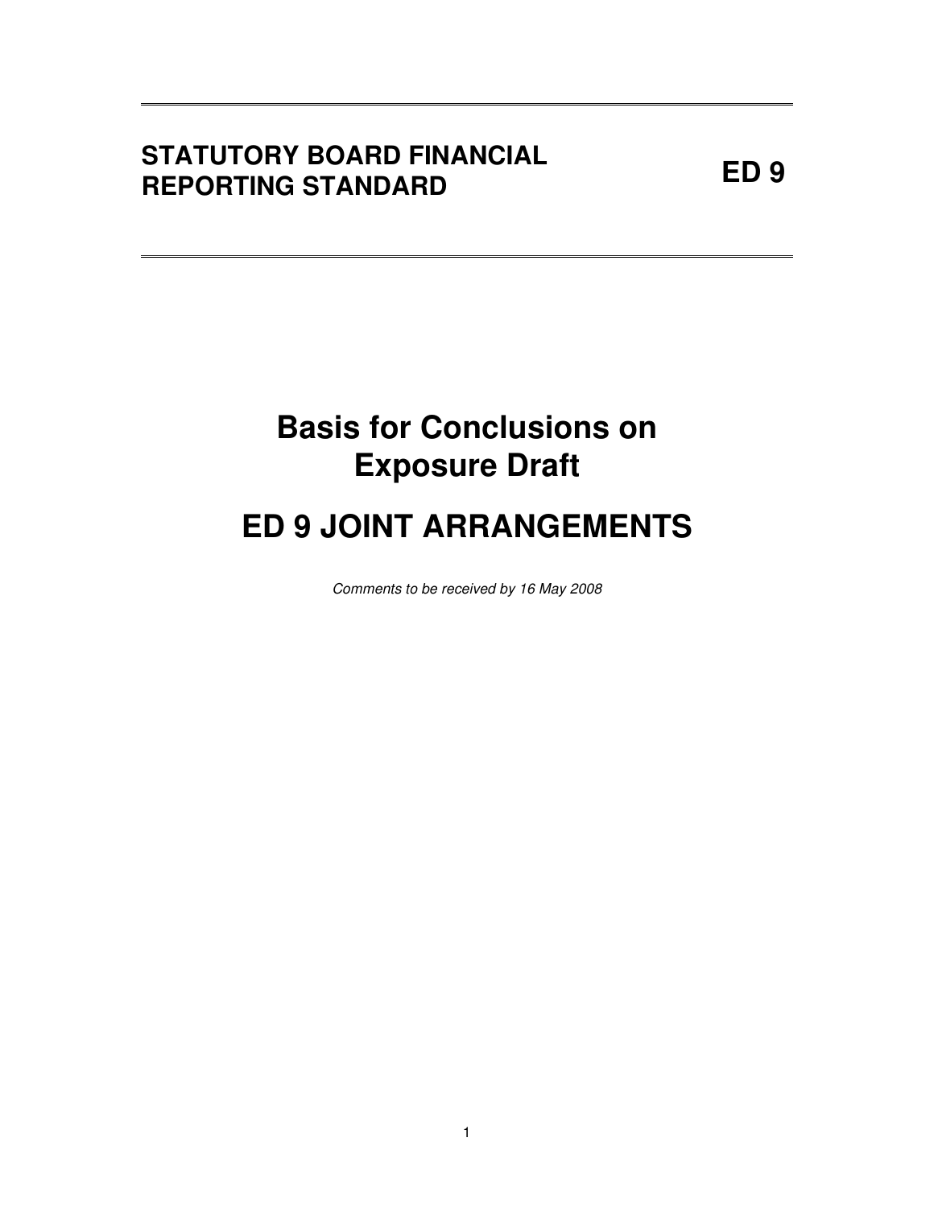**STATUTORY BOARD FINANCIAL REPORTING STANDARD** **ED 9**

# Basis for Conclusions on Exposure Draft

# ED 9 JOINT ARRANGEMENTS

*Comments to be received by 16 May 2008*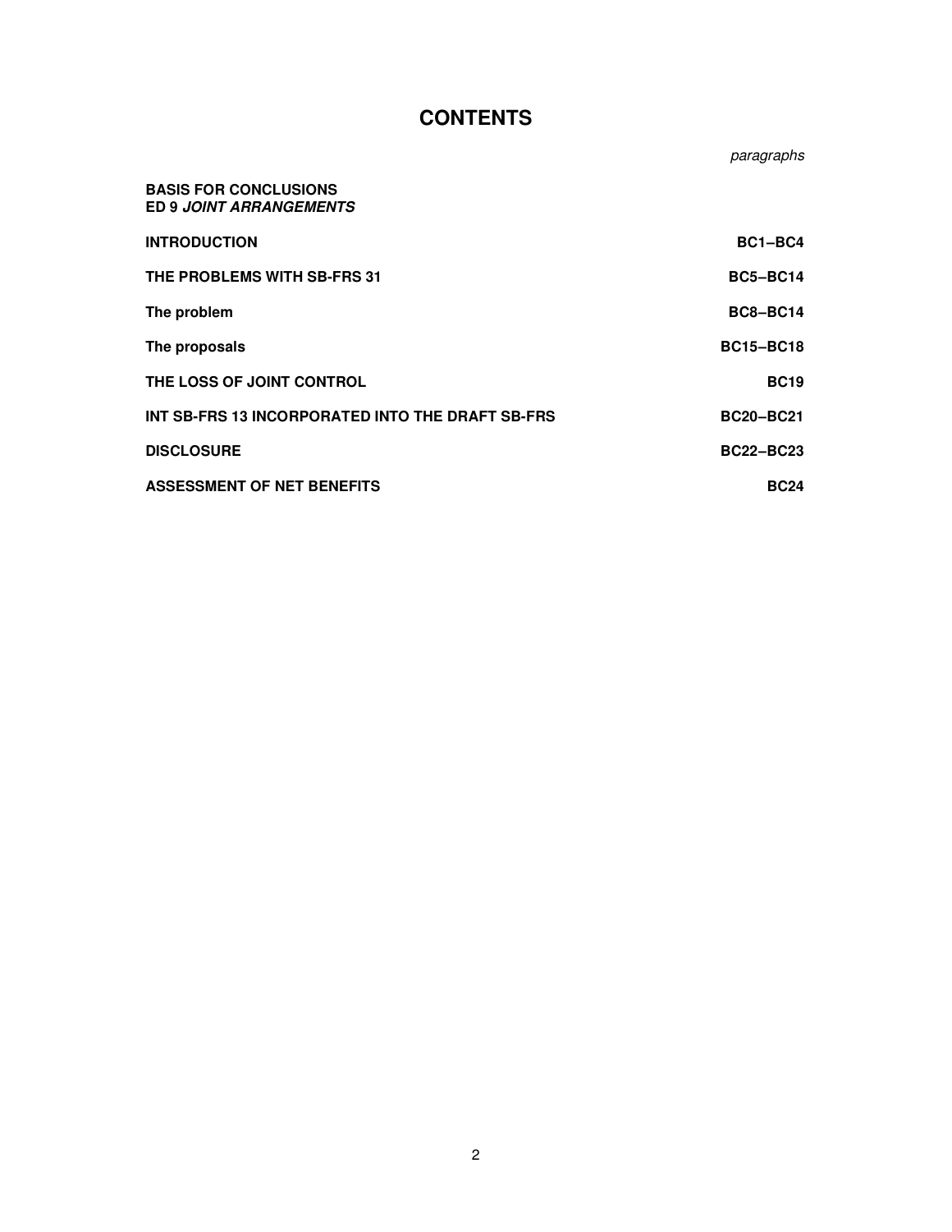# CONTENTS

| | *paragraphs* |
|---|---|
| **BASIS FOR CONCLUSIONS**<br>**ED 9 *JOINT ARRANGEMENTS*** | |
| **INTRODUCTION** | **BC1–BC4** |
| **THE PROBLEMS WITH SB-FRS 31** | **BC5–BC14** |
| **The problem** | **BC8–BC14** |
| **The proposals** | **BC15–BC18** |
| **THE LOSS OF JOINT CONTROL** | **BC19** |
| **INT SB-FRS 13 INCORPORATED INTO THE DRAFT SB-FRS** | **BC20–BC21** |
| **DISCLOSURE** | **BC22–BC23** |
| **ASSESSMENT OF NET BENEFITS** | **BC24** |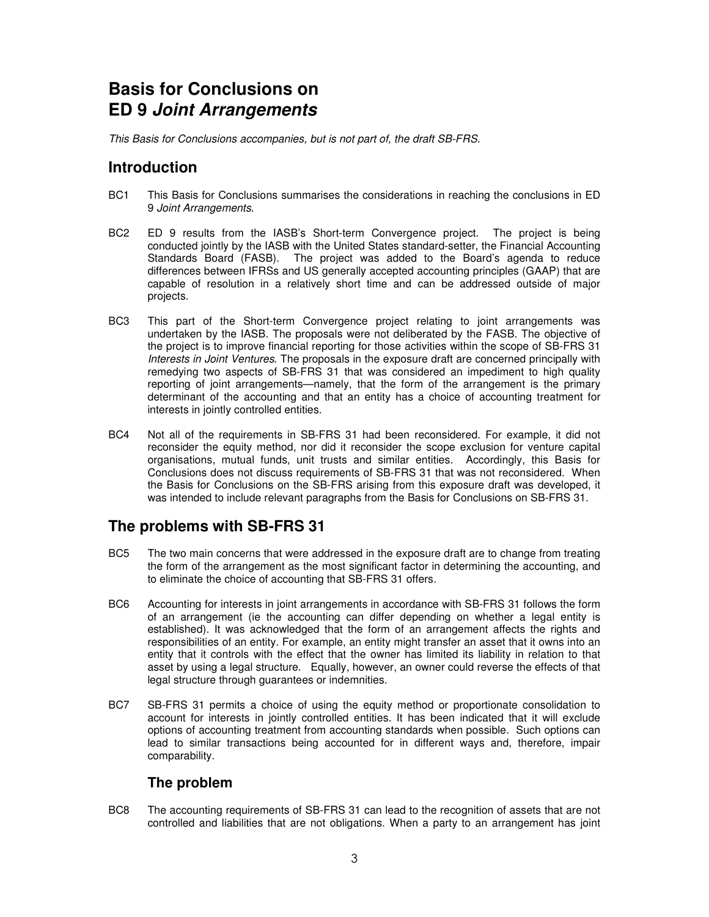# Basis for Conclusions on ED 9 *Joint Arrangements*

*This Basis for Conclusions accompanies, but is not part of, the draft SB-FRS.*

## Introduction

BC1 This Basis for Conclusions summarises the considerations in reaching the conclusions in ED 9 *Joint Arrangements*.

BC2 ED 9 results from the IASB's Short-term Convergence project. The project is being conducted jointly by the IASB with the United States standard-setter, the Financial Accounting Standards Board (FASB). The project was added to the Board's agenda to reduce differences between IFRSs and US generally accepted accounting principles (GAAP) that are capable of resolution in a relatively short time and can be addressed outside of major projects.

BC3 This part of the Short-term Convergence project relating to joint arrangements was undertaken by the IASB. The proposals were not deliberated by the FASB. The objective of the project is to improve financial reporting for those activities within the scope of SB-FRS 31 *Interests in Joint Ventures*. The proposals in the exposure draft are concerned principally with remedying two aspects of SB-FRS 31 that was considered an impediment to high quality reporting of joint arrangements—namely, that the form of the arrangement is the primary determinant of the accounting and that an entity has a choice of accounting treatment for interests in jointly controlled entities.

BC4 Not all of the requirements in SB-FRS 31 had been reconsidered. For example, it did not reconsider the equity method, nor did it reconsider the scope exclusion for venture capital organisations, mutual funds, unit trusts and similar entities. Accordingly, this Basis for Conclusions does not discuss requirements of SB-FRS 31 that was not reconsidered. When the Basis for Conclusions on the SB-FRS arising from this exposure draft was developed, it was intended to include relevant paragraphs from the Basis for Conclusions on SB-FRS 31.

## The problems with SB-FRS 31

BC5 The two main concerns that were addressed in the exposure draft are to change from treating the form of the arrangement as the most significant factor in determining the accounting, and to eliminate the choice of accounting that SB-FRS 31 offers.

BC6 Accounting for interests in joint arrangements in accordance with SB-FRS 31 follows the form of an arrangement (ie the accounting can differ depending on whether a legal entity is established). It was acknowledged that the form of an arrangement affects the rights and responsibilities of an entity. For example, an entity might transfer an asset that it owns into an entity that it controls with the effect that the owner has limited its liability in relation to that asset by using a legal structure. Equally, however, an owner could reverse the effects of that legal structure through guarantees or indemnities.

BC7 SB-FRS 31 permits a choice of using the equity method or proportionate consolidation to account for interests in jointly controlled entities. It has been indicated that it will exclude options of accounting treatment from accounting standards when possible. Such options can lead to similar transactions being accounted for in different ways and, therefore, impair comparability.

### The problem

BC8 The accounting requirements of SB-FRS 31 can lead to the recognition of assets that are not controlled and liabilities that are not obligations. When a party to an arrangement has joint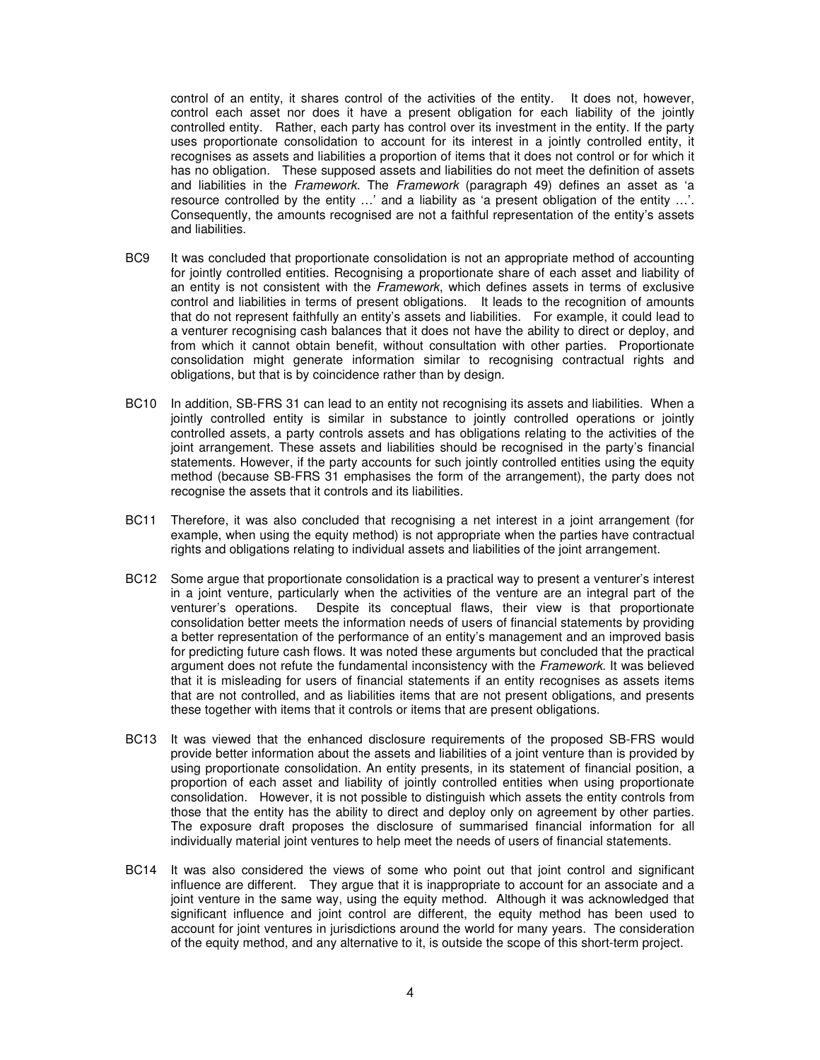control of an entity, it shares control of the activities of the entity. It does not, however, control each asset nor does it have a present obligation for each liability of the jointly controlled entity. Rather, each party has control over its investment in the entity. If the party uses proportionate consolidation to account for its interest in a jointly controlled entity, it recognises as assets and liabilities a proportion of items that it does not control or for which it has no obligation. These supposed assets and liabilities do not meet the definition of assets and liabilities in the *Framework*. The *Framework* (paragraph 49) defines an asset as 'a resource controlled by the entity …' and a liability as 'a present obligation of the entity …'. Consequently, the amounts recognised are not a faithful representation of the entity's assets and liabilities.

BC9 It was concluded that proportionate consolidation is not an appropriate method of accounting for jointly controlled entities. Recognising a proportionate share of each asset and liability of an entity is not consistent with the *Framework*, which defines assets in terms of exclusive control and liabilities in terms of present obligations. It leads to the recognition of amounts that do not represent faithfully an entity's assets and liabilities. For example, it could lead to a venturer recognising cash balances that it does not have the ability to direct or deploy, and from which it cannot obtain benefit, without consultation with other parties. Proportionate consolidation might generate information similar to recognising contractual rights and obligations, but that is by coincidence rather than by design.

BC10 In addition, SB-FRS 31 can lead to an entity not recognising its assets and liabilities. When a jointly controlled entity is similar in substance to jointly controlled operations or jointly controlled assets, a party controls assets and has obligations relating to the activities of the joint arrangement. These assets and liabilities should be recognised in the party's financial statements. However, if the party accounts for such jointly controlled entities using the equity method (because SB-FRS 31 emphasises the form of the arrangement), the party does not recognise the assets that it controls and its liabilities.

BC11 Therefore, it was also concluded that recognising a net interest in a joint arrangement (for example, when using the equity method) is not appropriate when the parties have contractual rights and obligations relating to individual assets and liabilities of the joint arrangement.

BC12 Some argue that proportionate consolidation is a practical way to present a venturer's interest in a joint venture, particularly when the activities of the venture are an integral part of the venturer's operations. Despite its conceptual flaws, their view is that proportionate consolidation better meets the information needs of users of financial statements by providing a better representation of the performance of an entity's management and an improved basis for predicting future cash flows. It was noted these arguments but concluded that the practical argument does not refute the fundamental inconsistency with the *Framework*. It was believed that it is misleading for users of financial statements if an entity recognises as assets items that are not controlled, and as liabilities items that are not present obligations, and presents these together with items that it controls or items that are present obligations.

BC13 It was viewed that the enhanced disclosure requirements of the proposed SB-FRS would provide better information about the assets and liabilities of a joint venture than is provided by using proportionate consolidation. An entity presents, in its statement of financial position, a proportion of each asset and liability of jointly controlled entities when using proportionate consolidation. However, it is not possible to distinguish which assets the entity controls from those that the entity has the ability to direct and deploy only on agreement by other parties. The exposure draft proposes the disclosure of summarised financial information for all individually material joint ventures to help meet the needs of users of financial statements.

BC14 It was also considered the views of some who point out that joint control and significant influence are different. They argue that it is inappropriate to account for an associate and a joint venture in the same way, using the equity method. Although it was acknowledged that significant influence and joint control are different, the equity method has been used to account for joint ventures in jurisdictions around the world for many years. The consideration of the equity method, and any alternative to it, is outside the scope of this short-term project.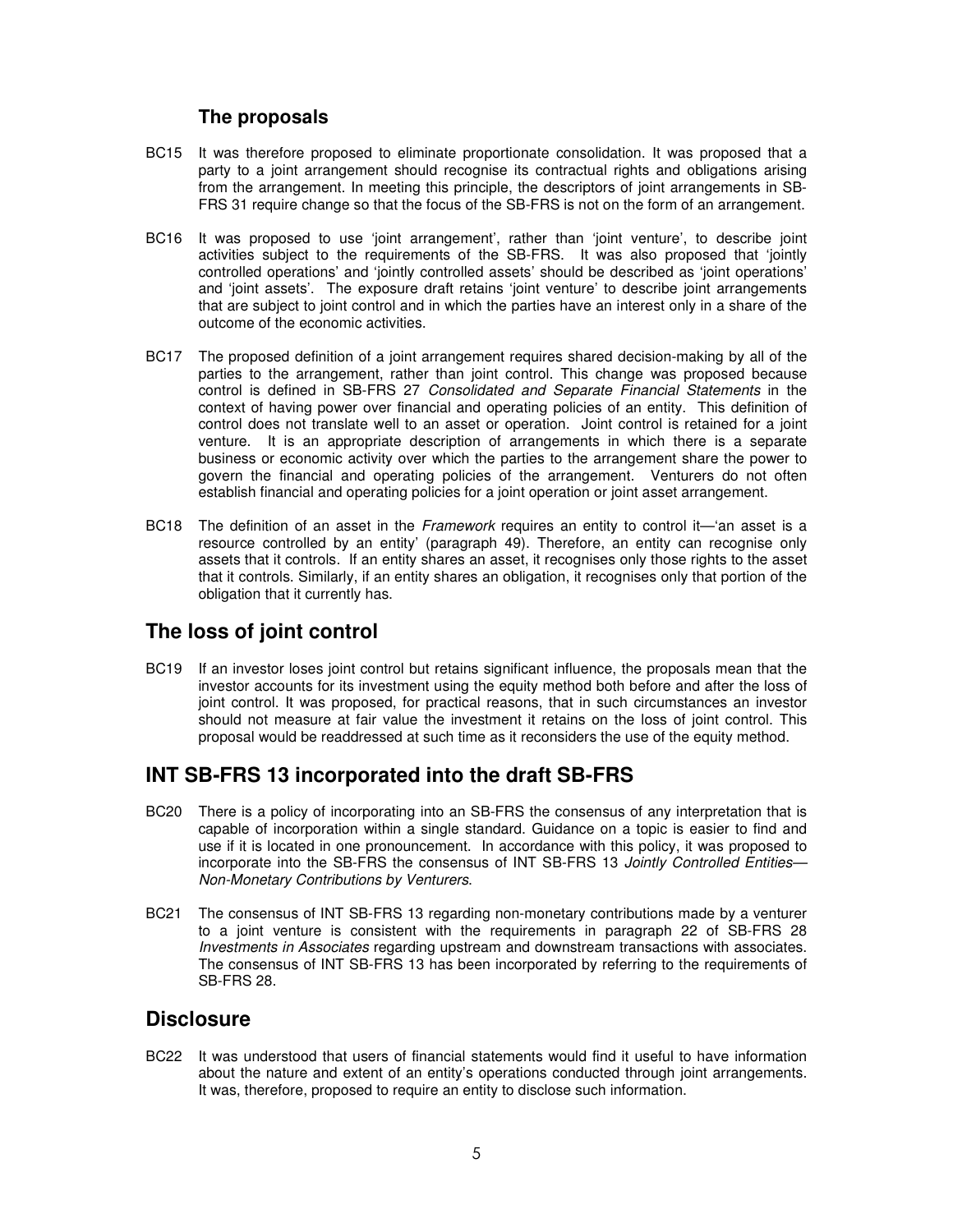### The proposals

BC15 It was therefore proposed to eliminate proportionate consolidation. It was proposed that a party to a joint arrangement should recognise its contractual rights and obligations arising from the arrangement. In meeting this principle, the descriptors of joint arrangements in SB-FRS 31 require change so that the focus of the SB-FRS is not on the form of an arrangement.

BC16 It was proposed to use 'joint arrangement', rather than 'joint venture', to describe joint activities subject to the requirements of the SB-FRS. It was also proposed that 'jointly controlled operations' and 'jointly controlled assets' should be described as 'joint operations' and 'joint assets'. The exposure draft retains 'joint venture' to describe joint arrangements that are subject to joint control and in which the parties have an interest only in a share of the outcome of the economic activities.

BC17 The proposed definition of a joint arrangement requires shared decision-making by all of the parties to the arrangement, rather than joint control. This change was proposed because control is defined in SB-FRS 27 *Consolidated and Separate Financial Statements* in the context of having power over financial and operating policies of an entity. This definition of control does not translate well to an asset or operation. Joint control is retained for a joint venture. It is an appropriate description of arrangements in which there is a separate business or economic activity over which the parties to the arrangement share the power to govern the financial and operating policies of the arrangement. Venturers do not often establish financial and operating policies for a joint operation or joint asset arrangement.

BC18 The definition of an asset in the *Framework* requires an entity to control it—'an asset is a resource controlled by an entity' (paragraph 49). Therefore, an entity can recognise only assets that it controls. If an entity shares an asset, it recognises only those rights to the asset that it controls. Similarly, if an entity shares an obligation, it recognises only that portion of the obligation that it currently has.

## The loss of joint control

BC19 If an investor loses joint control but retains significant influence, the proposals mean that the investor accounts for its investment using the equity method both before and after the loss of joint control. It was proposed, for practical reasons, that in such circumstances an investor should not measure at fair value the investment it retains on the loss of joint control. This proposal would be readdressed at such time as it reconsiders the use of the equity method.

## INT SB-FRS 13 incorporated into the draft SB-FRS

BC20 There is a policy of incorporating into an SB-FRS the consensus of any interpretation that is capable of incorporation within a single standard. Guidance on a topic is easier to find and use if it is located in one pronouncement. In accordance with this policy, it was proposed to incorporate into the SB-FRS the consensus of INT SB-FRS 13 *Jointly Controlled Entities—Non-Monetary Contributions by Venturers*.

BC21 The consensus of INT SB-FRS 13 regarding non-monetary contributions made by a venturer to a joint venture is consistent with the requirements in paragraph 22 of SB-FRS 28 *Investments in Associates* regarding upstream and downstream transactions with associates. The consensus of INT SB-FRS 13 has been incorporated by referring to the requirements of SB-FRS 28.

## Disclosure

BC22 It was understood that users of financial statements would find it useful to have information about the nature and extent of an entity's operations conducted through joint arrangements. It was, therefore, proposed to require an entity to disclose such information.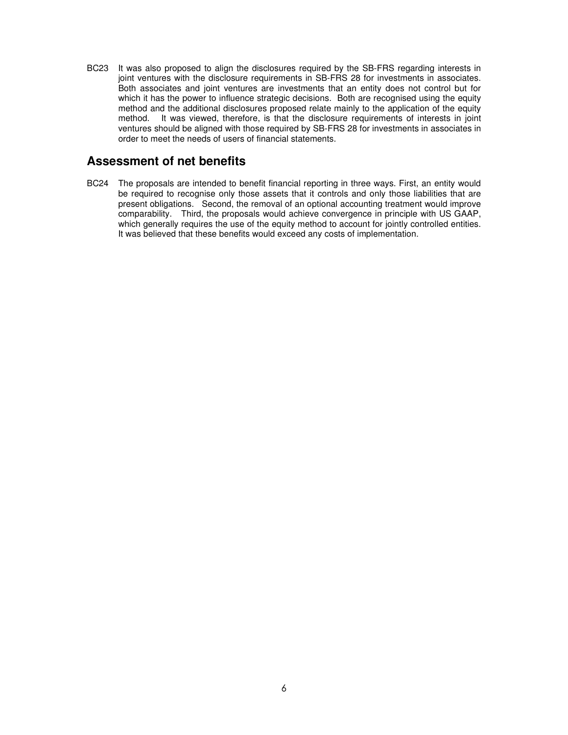BC23 It was also proposed to align the disclosures required by the SB-FRS regarding interests in joint ventures with the disclosure requirements in SB-FRS 28 for investments in associates. Both associates and joint ventures are investments that an entity does not control but for which it has the power to influence strategic decisions. Both are recognised using the equity method and the additional disclosures proposed relate mainly to the application of the equity method. It was viewed, therefore, is that the disclosure requirements of interests in joint ventures should be aligned with those required by SB-FRS 28 for investments in associates in order to meet the needs of users of financial statements.

## Assessment of net benefits

BC24 The proposals are intended to benefit financial reporting in three ways. First, an entity would be required to recognise only those assets that it controls and only those liabilities that are present obligations. Second, the removal of an optional accounting treatment would improve comparability. Third, the proposals would achieve convergence in principle with US GAAP, which generally requires the use of the equity method to account for jointly controlled entities. It was believed that these benefits would exceed any costs of implementation.